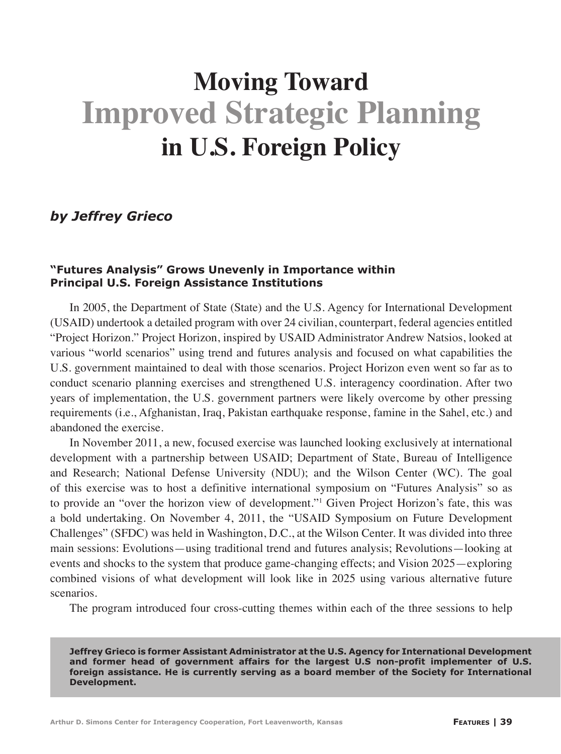# Moving Toward Improved Strategic Planning in U.S. Foreign Policy

***by Jeffrey Grieco***

**"Futures Analysis" Grows Unevenly in Importance within Principal U.S. Foreign Assistance Institutions**

In 2005, the Department of State (State) and the U.S. Agency for International Development (USAID) undertook a detailed program with over 24 civilian, counterpart, federal agencies entitled "Project Horizon." Project Horizon, inspired by USAID Administrator Andrew Natsios, looked at various "world scenarios" using trend and futures analysis and focused on what capabilities the U.S. government maintained to deal with those scenarios. Project Horizon even went so far as to conduct scenario planning exercises and strengthened U.S. interagency coordination. After two years of implementation, the U.S. government partners were likely overcome by other pressing requirements (i.e., Afghanistan, Iraq, Pakistan earthquake response, famine in the Sahel, etc.) and abandoned the exercise.

In November 2011, a new, focused exercise was launched looking exclusively at international development with a partnership between USAID; Department of State, Bureau of Intelligence and Research; National Defense University (NDU); and the Wilson Center (WC). The goal of this exercise was to host a definitive international symposium on "Futures Analysis" so as to provide an "over the horizon view of development."[1] Given Project Horizon's fate, this was a bold undertaking. On November 4, 2011, the "USAID Symposium on Future Development Challenges" (SFDC) was held in Washington, D.C., at the Wilson Center. It was divided into three main sessions: Evolutions—using traditional trend and futures analysis; Revolutions—looking at events and shocks to the system that produce game-changing effects; and Vision 2025—exploring combined visions of what development will look like in 2025 using various alternative future scenarios.

The program introduced four cross-cutting themes within each of the three sessions to help

**Jeffrey Grieco is former Assistant Administrator at the U.S. Agency for International Development and former head of government affairs for the largest U.S non-profit implementer of U.S. foreign assistance. He is currently serving as a board member of the Society for International Development.**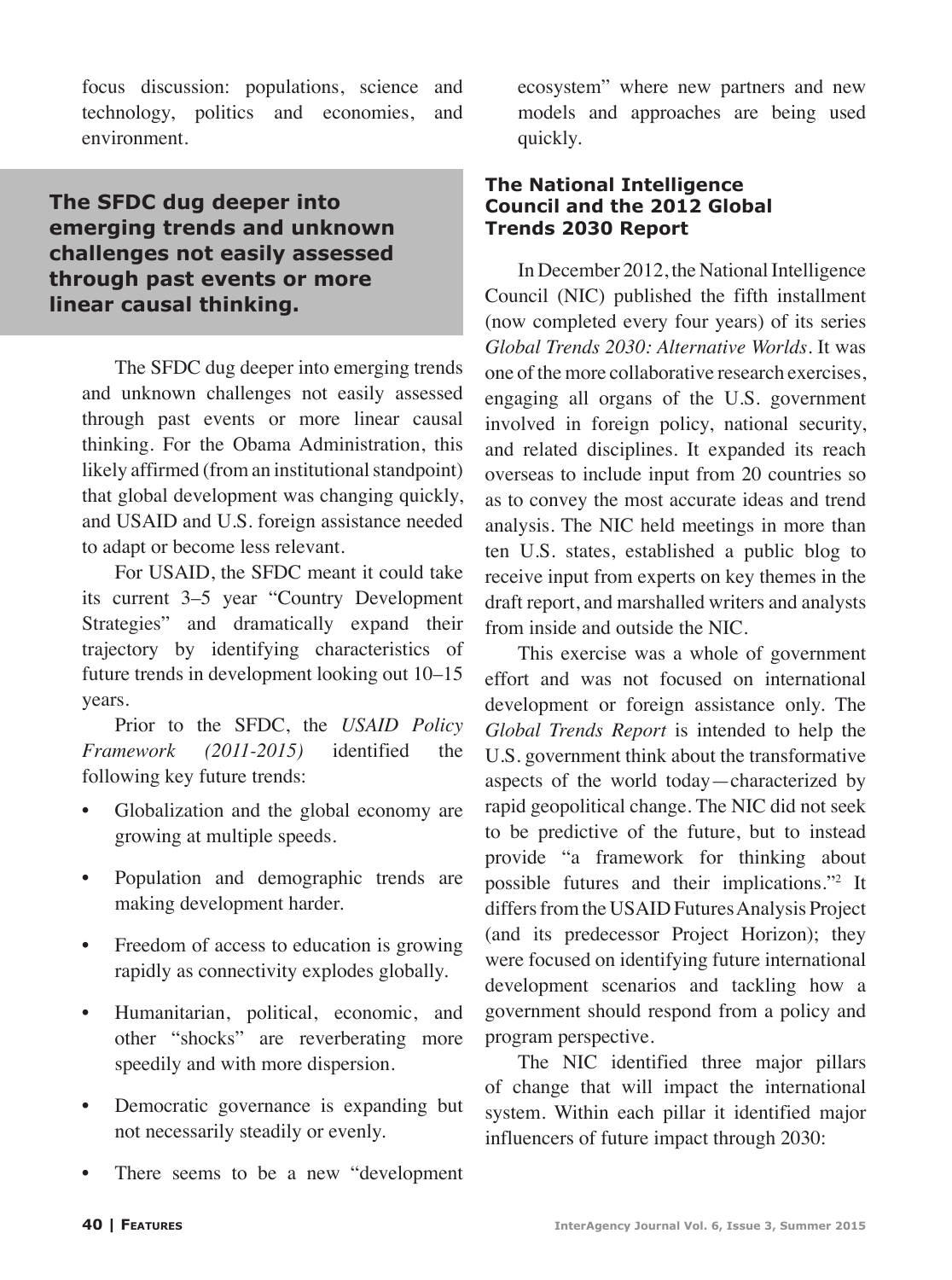focus discussion: populations, science and technology, politics and economies, and environment.

**The SFDC dug deeper into emerging trends and unknown challenges not easily assessed through past events or more linear causal thinking.**

The SFDC dug deeper into emerging trends and unknown challenges not easily assessed through past events or more linear causal thinking. For the Obama Administration, this likely affirmed (from an institutional standpoint) that global development was changing quickly, and USAID and U.S. foreign assistance needed to adapt or become less relevant.

For USAID, the SFDC meant it could take its current 3–5 year "Country Development Strategies" and dramatically expand their trajectory by identifying characteristics of future trends in development looking out 10–15 years.

Prior to the SFDC, the *USAID Policy Framework (2011-2015)* identified the following key future trends:

- Globalization and the global economy are growing at multiple speeds.
- Population and demographic trends are making development harder.
- Freedom of access to education is growing rapidly as connectivity explodes globally.
- Humanitarian, political, economic, and other "shocks" are reverberating more speedily and with more dispersion.
- Democratic governance is expanding but not necessarily steadily or evenly.
- There seems to be a new "development ecosystem" where new partners and new models and approaches are being used quickly.

### The National Intelligence Council and the 2012 Global Trends 2030 Report

In December 2012, the National Intelligence Council (NIC) published the fifth installment (now completed every four years) of its series *Global Trends 2030: Alternative Worlds*. It was one of the more collaborative research exercises, engaging all organs of the U.S. government involved in foreign policy, national security, and related disciplines. It expanded its reach overseas to include input from 20 countries so as to convey the most accurate ideas and trend analysis. The NIC held meetings in more than ten U.S. states, established a public blog to receive input from experts on key themes in the draft report, and marshalled writers and analysts from inside and outside the NIC.

This exercise was a whole of government effort and was not focused on international development or foreign assistance only. The *Global Trends Report* is intended to help the U.S. government think about the transformative aspects of the world today—characterized by rapid geopolitical change. The NIC did not seek to be predictive of the future, but to instead provide "a framework for thinking about possible futures and their implications."[2] It differs from the USAID Futures Analysis Project (and its predecessor Project Horizon); they were focused on identifying future international development scenarios and tackling how a government should respond from a policy and program perspective.

The NIC identified three major pillars of change that will impact the international system. Within each pillar it identified major influencers of future impact through 2030: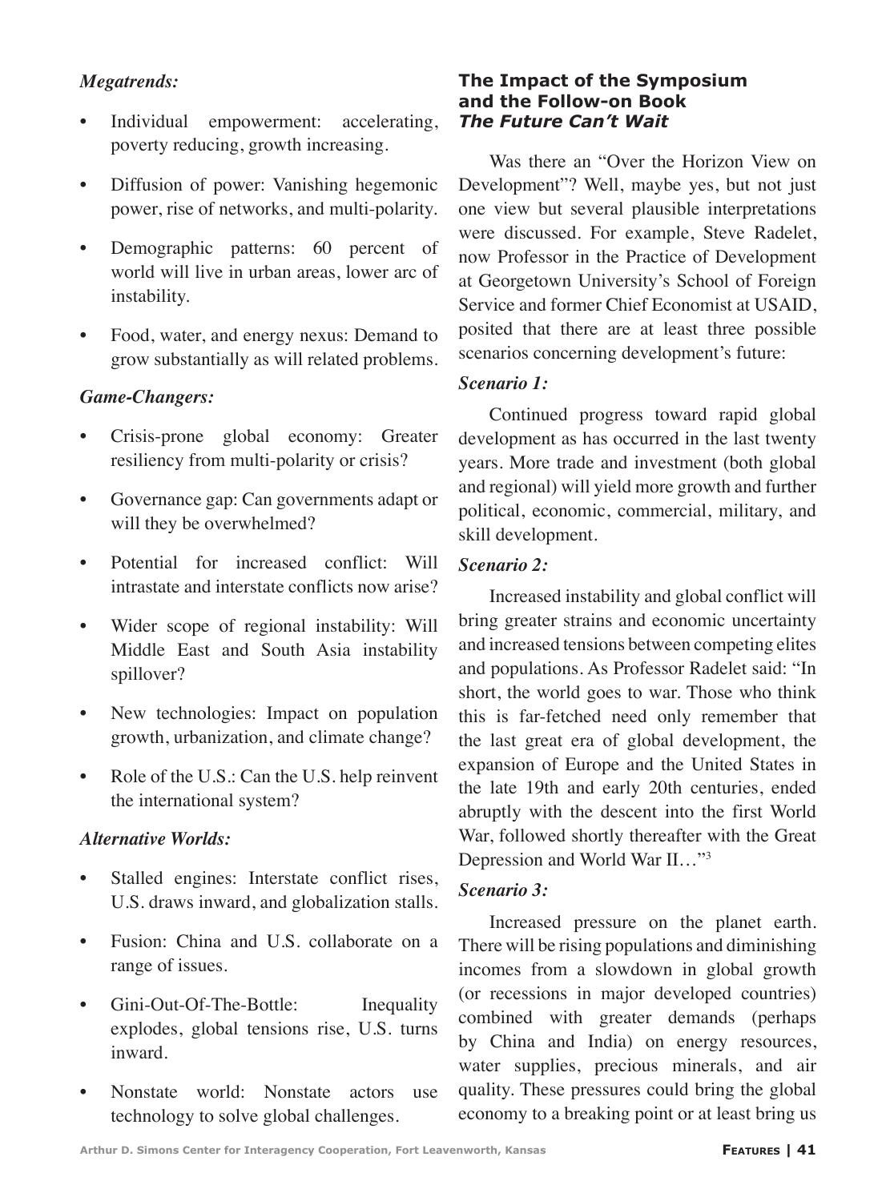*Megatrends:*

- Individual empowerment: accelerating, poverty reducing, growth increasing.
- Diffusion of power: Vanishing hegemonic power, rise of networks, and multi-polarity.
- Demographic patterns: 60 percent of world will live in urban areas, lower arc of instability.
- Food, water, and energy nexus: Demand to grow substantially as will related problems.

*Game-Changers:*

- Crisis-prone global economy: Greater resiliency from multi-polarity or crisis?
- Governance gap: Can governments adapt or will they be overwhelmed?
- Potential for increased conflict: Will intrastate and interstate conflicts now arise?
- Wider scope of regional instability: Will Middle East and South Asia instability spillover?
- New technologies: Impact on population growth, urbanization, and climate change?
- Role of the U.S.: Can the U.S. help reinvent the international system?

*Alternative Worlds:*

- Stalled engines: Interstate conflict rises, U.S. draws inward, and globalization stalls.
- Fusion: China and U.S. collaborate on a range of issues.
- Gini-Out-Of-The-Bottle: Inequality explodes, global tensions rise, U.S. turns inward.
- Nonstate world: Nonstate actors use technology to solve global challenges.

### The Impact of the Symposium and the Follow-on Book *The Future Can't Wait*

Was there an "Over the Horizon View on Development"? Well, maybe yes, but not just one view but several plausible interpretations were discussed. For example, Steve Radelet, now Professor in the Practice of Development at Georgetown University's School of Foreign Service and former Chief Economist at USAID, posited that there are at least three possible scenarios concerning development's future:

*Scenario 1:*

Continued progress toward rapid global development as has occurred in the last twenty years. More trade and investment (both global and regional) will yield more growth and further political, economic, commercial, military, and skill development.

*Scenario 2:*

Increased instability and global conflict will bring greater strains and economic uncertainty and increased tensions between competing elites and populations. As Professor Radelet said: "In short, the world goes to war. Those who think this is far-fetched need only remember that the last great era of global development, the expansion of Europe and the United States in the late 19th and early 20th centuries, ended abruptly with the descent into the first World War, followed shortly thereafter with the Great Depression and World War II…"[3]

*Scenario 3:*

Increased pressure on the planet earth. There will be rising populations and diminishing incomes from a slowdown in global growth (or recessions in major developed countries) combined with greater demands (perhaps by China and India) on energy resources, water supplies, precious minerals, and air quality. These pressures could bring the global economy to a breaking point or at least bring us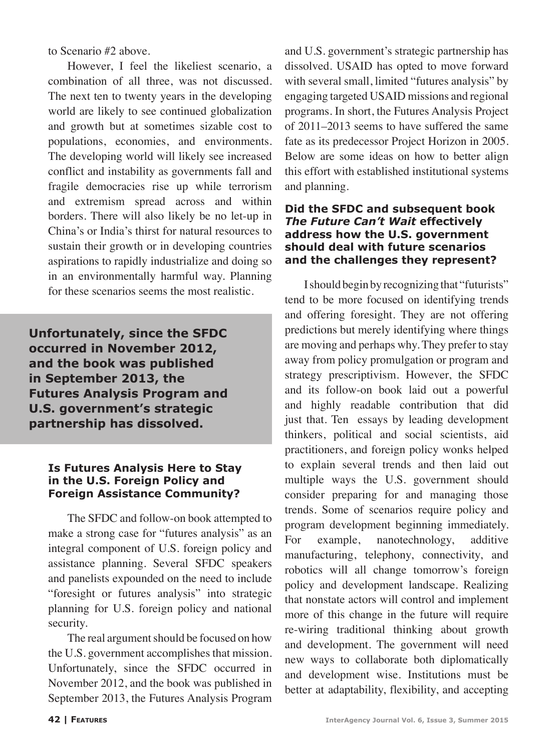to Scenario #2 above.

However, I feel the likeliest scenario, a combination of all three, was not discussed. The next ten to twenty years in the developing world are likely to see continued globalization and growth but at sometimes sizable cost to populations, economies, and environments. The developing world will likely see increased conflict and instability as governments fall and fragile democracies rise up while terrorism and extremism spread across and within borders. There will also likely be no let-up in China's or India's thirst for natural resources to sustain their growth or in developing countries aspirations to rapidly industrialize and doing so in an environmentally harmful way. Planning for these scenarios seems the most realistic.

**Unfortunately, since the SFDC occurred in November 2012, and the book was published in September 2013, the Futures Analysis Program and U.S. government's strategic partnership has dissolved.**

### Is Futures Analysis Here to Stay in the U.S. Foreign Policy and Foreign Assistance Community?

The SFDC and follow-on book attempted to make a strong case for "futures analysis" as an integral component of U.S. foreign policy and assistance planning. Several SFDC speakers and panelists expounded on the need to include "foresight or futures analysis" into strategic planning for U.S. foreign policy and national security.

The real argument should be focused on how the U.S. government accomplishes that mission. Unfortunately, since the SFDC occurred in November 2012, and the book was published in September 2013, the Futures Analysis Program and U.S. government's strategic partnership has dissolved. USAID has opted to move forward with several small, limited "futures analysis" by engaging targeted USAID missions and regional programs. In short, the Futures Analysis Project of 2011–2013 seems to have suffered the same fate as its predecessor Project Horizon in 2005. Below are some ideas on how to better align this effort with established institutional systems and planning.

### Did the SFDC and subsequent book *The Future Can't Wait* effectively address how the U.S. government should deal with future scenarios and the challenges they represent?

I should begin by recognizing that "futurists" tend to be more focused on identifying trends and offering foresight. They are not offering predictions but merely identifying where things are moving and perhaps why. They prefer to stay away from policy promulgation or program and strategy prescriptivism. However, the SFDC and its follow-on book laid out a powerful and highly readable contribution that did just that. Ten essays by leading development thinkers, political and social scientists, aid practitioners, and foreign policy wonks helped to explain several trends and then laid out multiple ways the U.S. government should consider preparing for and managing those trends. Some of scenarios require policy and program development beginning immediately. For example, nanotechnology, additive manufacturing, telephony, connectivity, and robotics will all change tomorrow's foreign policy and development landscape. Realizing that nonstate actors will control and implement more of this change in the future will require re-wiring traditional thinking about growth and development. The government will need new ways to collaborate both diplomatically and development wise. Institutions must be better at adaptability, flexibility, and accepting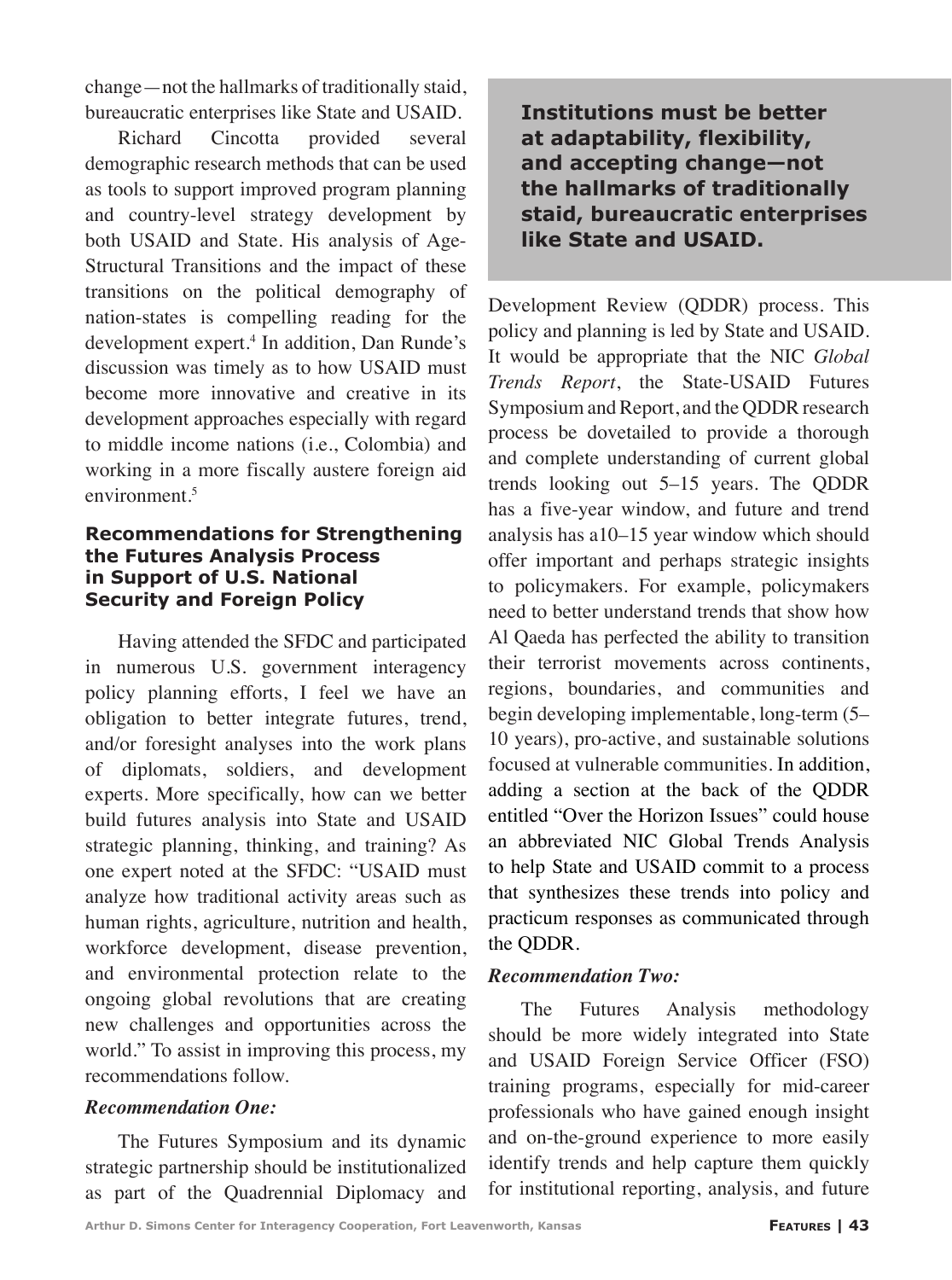change—not the hallmarks of traditionally staid, bureaucratic enterprises like State and USAID.

Richard Cincotta provided several demographic research methods that can be used as tools to support improved program planning and country-level strategy development by both USAID and State. His analysis of Age-Structural Transitions and the impact of these transitions on the political demography of nation-states is compelling reading for the development expert.[4] In addition, Dan Runde's discussion was timely as to how USAID must become more innovative and creative in its development approaches especially with regard to middle income nations (i.e., Colombia) and working in a more fiscally austere foreign aid environment.[5]

**Institutions must be better at adaptability, flexibility, and accepting change—not the hallmarks of traditionally staid, bureaucratic enterprises like State and USAID.**

### Recommendations for Strengthening the Futures Analysis Process in Support of U.S. National Security and Foreign Policy

Having attended the SFDC and participated in numerous U.S. government interagency policy planning efforts, I feel we have an obligation to better integrate futures, trend, and/or foresight analyses into the work plans of diplomats, soldiers, and development experts. More specifically, how can we better build futures analysis into State and USAID strategic planning, thinking, and training? As one expert noted at the SFDC: "USAID must analyze how traditional activity areas such as human rights, agriculture, nutrition and health, workforce development, disease prevention, and environmental protection relate to the ongoing global revolutions that are creating new challenges and opportunities across the world." To assist in improving this process, my recommendations follow.

***Recommendation One:***

The Futures Symposium and its dynamic strategic partnership should be institutionalized as part of the Quadrennial Diplomacy and Development Review (QDDR) process. This policy and planning is led by State and USAID. It would be appropriate that the NIC *Global Trends Report*, the State-USAID Futures Symposium and Report, and the QDDR research process be dovetailed to provide a thorough and complete understanding of current global trends looking out 5–15 years. The QDDR has a five-year window, and future and trend analysis has a10–15 year window which should offer important and perhaps strategic insights to policymakers. For example, policymakers need to better understand trends that show how Al Qaeda has perfected the ability to transition their terrorist movements across continents, regions, boundaries, and communities and begin developing implementable, long-term (5–10 years), pro-active, and sustainable solutions focused at vulnerable communities. In addition, adding a section at the back of the QDDR entitled "Over the Horizon Issues" could house an abbreviated NIC Global Trends Analysis to help State and USAID commit to a process that synthesizes these trends into policy and practicum responses as communicated through the QDDR.

***Recommendation Two:***

The Futures Analysis methodology should be more widely integrated into State and USAID Foreign Service Officer (FSO) training programs, especially for mid-career professionals who have gained enough insight and on-the-ground experience to more easily identify trends and help capture them quickly for institutional reporting, analysis, and future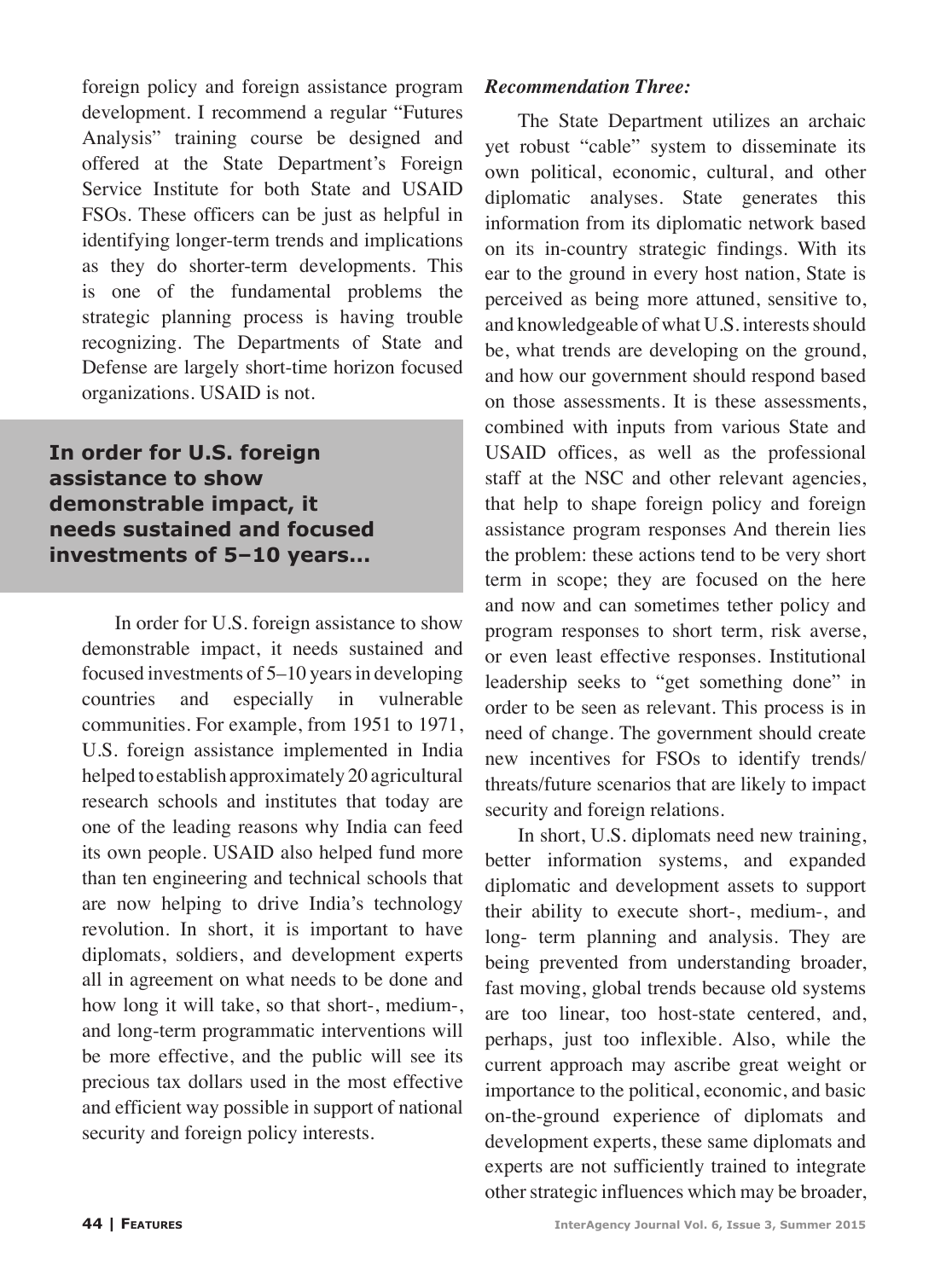foreign policy and foreign assistance program development. I recommend a regular "Futures Analysis" training course be designed and offered at the State Department's Foreign Service Institute for both State and USAID FSOs. These officers can be just as helpful in identifying longer-term trends and implications as they do shorter-term developments. This is one of the fundamental problems the strategic planning process is having trouble recognizing. The Departments of State and Defense are largely short-time horizon focused organizations. USAID is not.

> **In order for U.S. foreign assistance to show demonstrable impact, it needs sustained and focused investments of 5–10 years...**

In order for U.S. foreign assistance to show demonstrable impact, it needs sustained and focused investments of 5–10 years in developing countries and especially in vulnerable communities. For example, from 1951 to 1971, U.S. foreign assistance implemented in India helped to establish approximately 20 agricultural research schools and institutes that today are one of the leading reasons why India can feed its own people. USAID also helped fund more than ten engineering and technical schools that are now helping to drive India's technology revolution. In short, it is important to have diplomats, soldiers, and development experts all in agreement on what needs to be done and how long it will take, so that short-, medium-, and long-term programmatic interventions will be more effective, and the public will see its precious tax dollars used in the most effective and efficient way possible in support of national security and foreign policy interests.

***Recommendation Three:***

The State Department utilizes an archaic yet robust "cable" system to disseminate its own political, economic, cultural, and other diplomatic analyses. State generates this information from its diplomatic network based on its in-country strategic findings. With its ear to the ground in every host nation, State is perceived as being more attuned, sensitive to, and knowledgeable of what U.S. interests should be, what trends are developing on the ground, and how our government should respond based on those assessments. It is these assessments, combined with inputs from various State and USAID offices, as well as the professional staff at the NSC and other relevant agencies, that help to shape foreign policy and foreign assistance program responses And therein lies the problem: these actions tend to be very short term in scope; they are focused on the here and now and can sometimes tether policy and program responses to short term, risk averse, or even least effective responses. Institutional leadership seeks to "get something done" in order to be seen as relevant. This process is in need of change. The government should create new incentives for FSOs to identify trends/threats/future scenarios that are likely to impact security and foreign relations.

In short, U.S. diplomats need new training, better information systems, and expanded diplomatic and development assets to support their ability to execute short-, medium-, and long- term planning and analysis. They are being prevented from understanding broader, fast moving, global trends because old systems are too linear, too host-state centered, and, perhaps, just too inflexible. Also, while the current approach may ascribe great weight or importance to the political, economic, and basic on-the-ground experience of diplomats and development experts, these same diplomats and experts are not sufficiently trained to integrate other strategic influences which may be broader,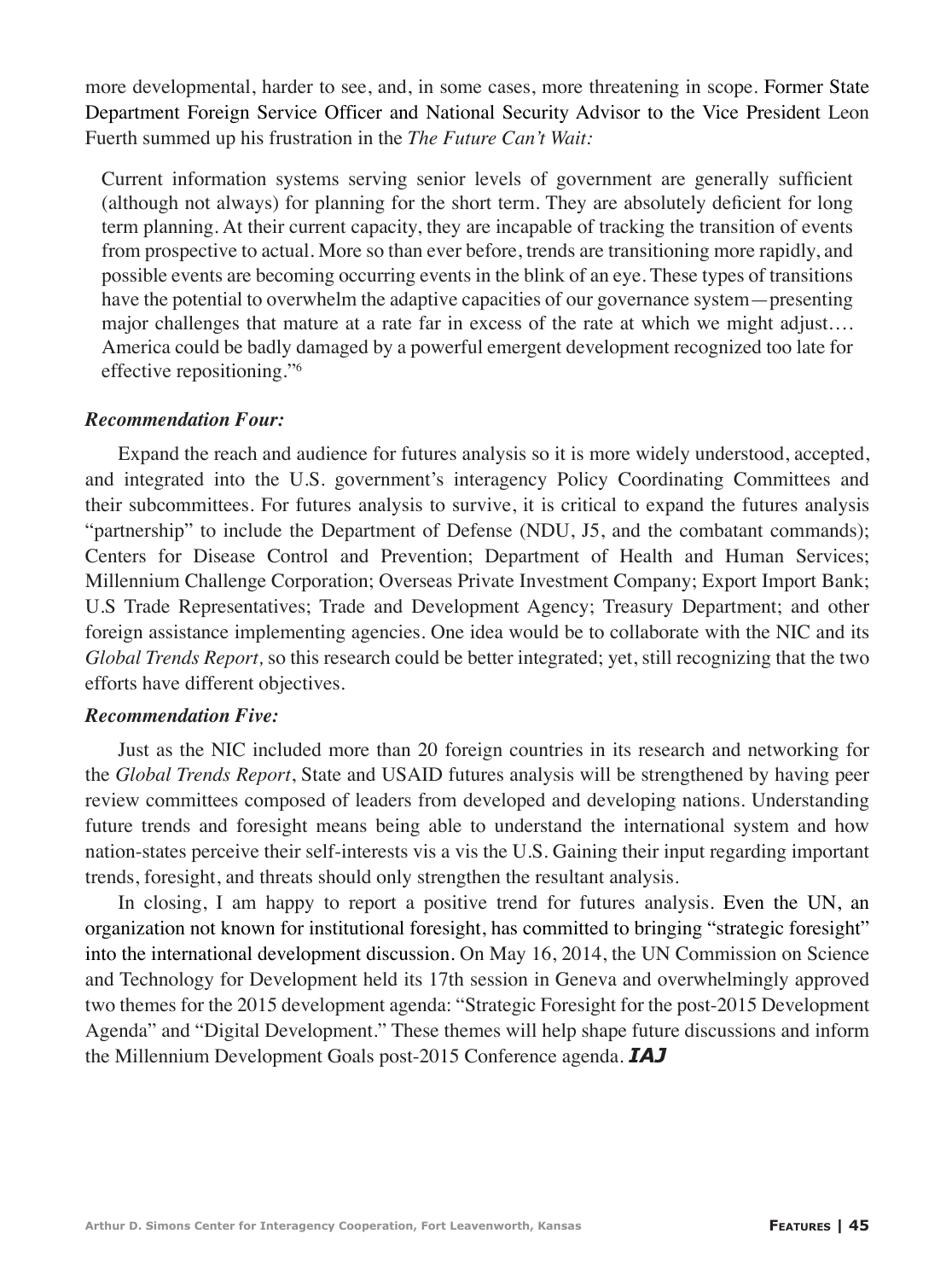more developmental, harder to see, and, in some cases, more threatening in scope. Former State Department Foreign Service Officer and National Security Advisor to the Vice President Leon Fuerth summed up his frustration in the *The Future Can't Wait:*

> Current information systems serving senior levels of government are generally sufficient (although not always) for planning for the short term. They are absolutely deficient for long term planning. At their current capacity, they are incapable of tracking the transition of events from prospective to actual. More so than ever before, trends are transitioning more rapidly, and possible events are becoming occurring events in the blink of an eye. These types of transitions have the potential to overwhelm the adaptive capacities of our governance system—presenting major challenges that mature at a rate far in excess of the rate at which we might adjust.… America could be badly damaged by a powerful emergent development recognized too late for effective repositioning."[6]

***Recommendation Four:***

Expand the reach and audience for futures analysis so it is more widely understood, accepted, and integrated into the U.S. government's interagency Policy Coordinating Committees and their subcommittees. For futures analysis to survive, it is critical to expand the futures analysis "partnership" to include the Department of Defense (NDU, J5, and the combatant commands); Centers for Disease Control and Prevention; Department of Health and Human Services; Millennium Challenge Corporation; Overseas Private Investment Company; Export Import Bank; U.S Trade Representatives; Trade and Development Agency; Treasury Department; and other foreign assistance implementing agencies. One idea would be to collaborate with the NIC and its *Global Trends Report,* so this research could be better integrated; yet, still recognizing that the two efforts have different objectives.

***Recommendation Five:***

Just as the NIC included more than 20 foreign countries in its research and networking for the *Global Trends Report*, State and USAID futures analysis will be strengthened by having peer review committees composed of leaders from developed and developing nations. Understanding future trends and foresight means being able to understand the international system and how nation-states perceive their self-interests vis a vis the U.S. Gaining their input regarding important trends, foresight, and threats should only strengthen the resultant analysis.

In closing, I am happy to report a positive trend for futures analysis. Even the UN, an organization not known for institutional foresight, has committed to bringing "strategic foresight" into the international development discussion. On May 16, 2014, the UN Commission on Science and Technology for Development held its 17th session in Geneva and overwhelmingly approved two themes for the 2015 development agenda: "Strategic Foresight for the post-2015 Development Agenda" and "Digital Development." These themes will help shape future discussions and inform the Millennium Development Goals post-2015 Conference agenda. ***IAJ***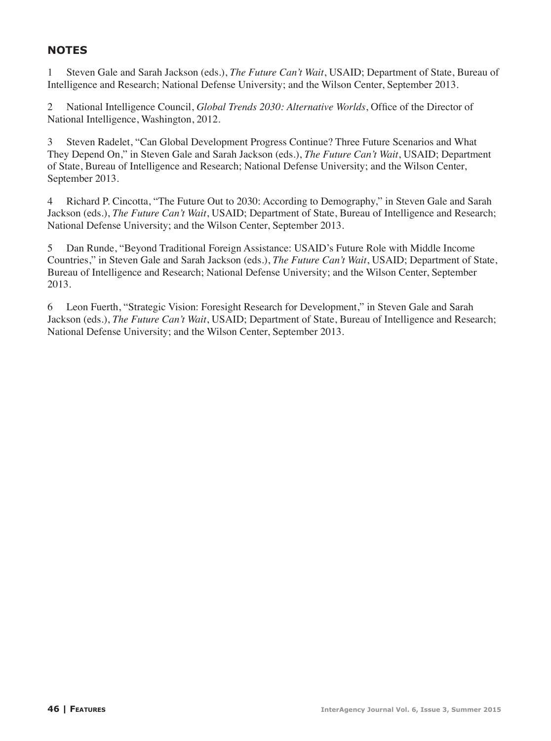## NOTES

1 Steven Gale and Sarah Jackson (eds.), *The Future Can't Wait*, USAID; Department of State, Bureau of Intelligence and Research; National Defense University; and the Wilson Center, September 2013.

2 National Intelligence Council, *Global Trends 2030: Alternative Worlds*, Office of the Director of National Intelligence, Washington, 2012.

3 Steven Radelet, "Can Global Development Progress Continue? Three Future Scenarios and What They Depend On," in Steven Gale and Sarah Jackson (eds.), *The Future Can't Wait*, USAID; Department of State, Bureau of Intelligence and Research; National Defense University; and the Wilson Center, September 2013.

4 Richard P. Cincotta, "The Future Out to 2030: According to Demography," in Steven Gale and Sarah Jackson (eds.), *The Future Can't Wait*, USAID; Department of State, Bureau of Intelligence and Research; National Defense University; and the Wilson Center, September 2013.

5 Dan Runde, "Beyond Traditional Foreign Assistance: USAID's Future Role with Middle Income Countries," in Steven Gale and Sarah Jackson (eds.), *The Future Can't Wait*, USAID; Department of State, Bureau of Intelligence and Research; National Defense University; and the Wilson Center, September 2013.

6 Leon Fuerth, "Strategic Vision: Foresight Research for Development," in Steven Gale and Sarah Jackson (eds.), *The Future Can't Wait*, USAID; Department of State, Bureau of Intelligence and Research; National Defense University; and the Wilson Center, September 2013.